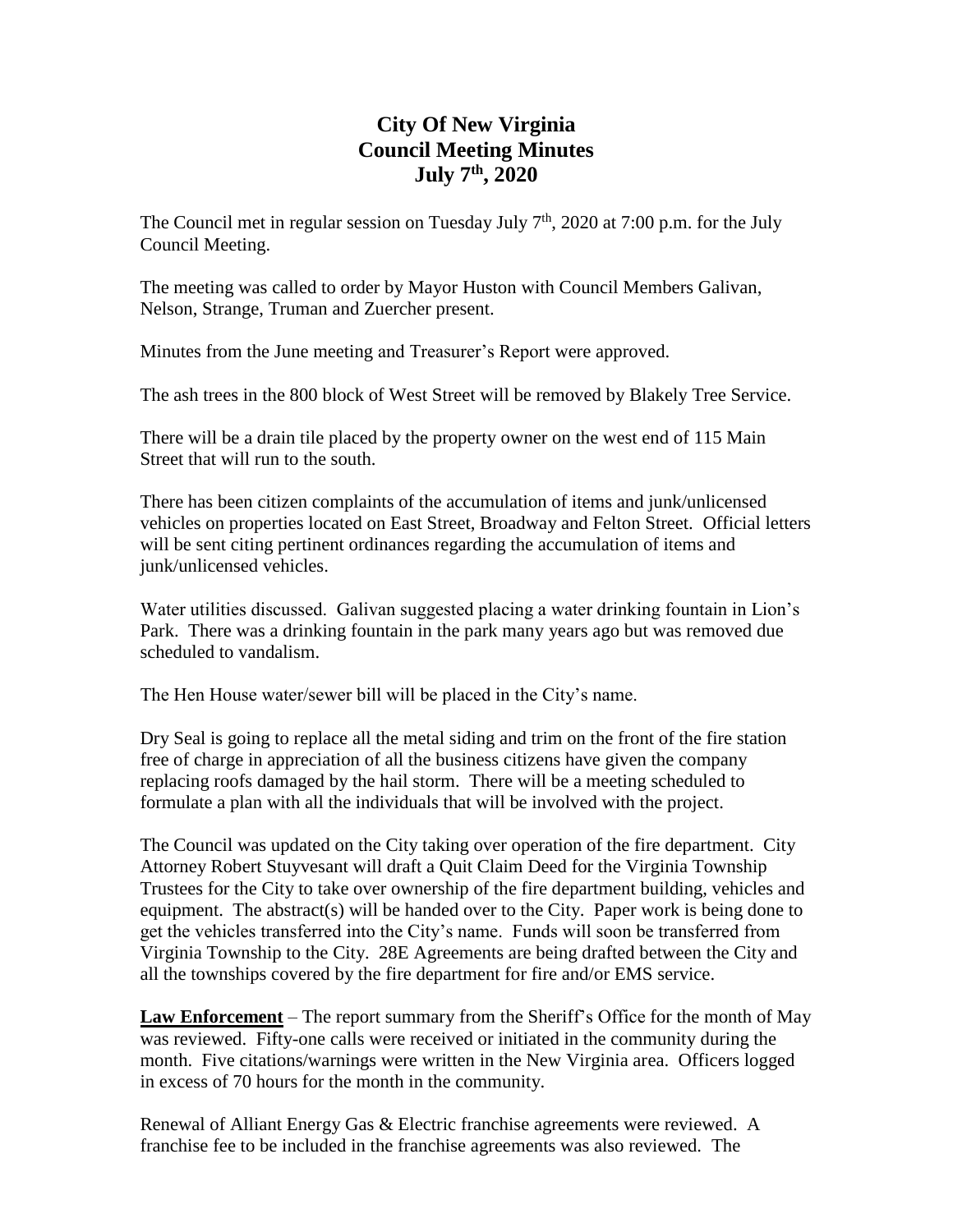# City Of New Virginia
# Council Meeting Minutes
# July 7th, 2020

The Council met in regular session on Tuesday July 7th, 2020 at 7:00 p.m. for the July Council Meeting.

The meeting was called to order by Mayor Huston with Council Members Galivan, Nelson, Strange, Truman and Zuercher present.

Minutes from the June meeting and Treasurer's Report were approved.

The ash trees in the 800 block of West Street will be removed by Blakely Tree Service.

There will be a drain tile placed by the property owner on the west end of 115 Main Street that will run to the south.

There has been citizen complaints of the accumulation of items and junk/unlicensed vehicles on properties located on East Street, Broadway and Felton Street. Official letters will be sent citing pertinent ordinances regarding the accumulation of items and junk/unlicensed vehicles.

Water utilities discussed. Galivan suggested placing a water drinking fountain in Lion's Park. There was a drinking fountain in the park many years ago but was removed due scheduled to vandalism.

The Hen House water/sewer bill will be placed in the City's name.

Dry Seal is going to replace all the metal siding and trim on the front of the fire station free of charge in appreciation of all the business citizens have given the company replacing roofs damaged by the hail storm. There will be a meeting scheduled to formulate a plan with all the individuals that will be involved with the project.

The Council was updated on the City taking over operation of the fire department. City Attorney Robert Stuyvesant will draft a Quit Claim Deed for the Virginia Township Trustees for the City to take over ownership of the fire department building, vehicles and equipment. The abstract(s) will be handed over to the City. Paper work is being done to get the vehicles transferred into the City's name. Funds will soon be transferred from Virginia Township to the City. 28E Agreements are being drafted between the City and all the townships covered by the fire department for fire and/or EMS service.

**Law Enforcement** – The report summary from the Sheriff's Office for the month of May was reviewed. Fifty-one calls were received or initiated in the community during the month. Five citations/warnings were written in the New Virginia area. Officers logged in excess of 70 hours for the month in the community.

Renewal of Alliant Energy Gas & Electric franchise agreements were reviewed. A franchise fee to be included in the franchise agreements was also reviewed. The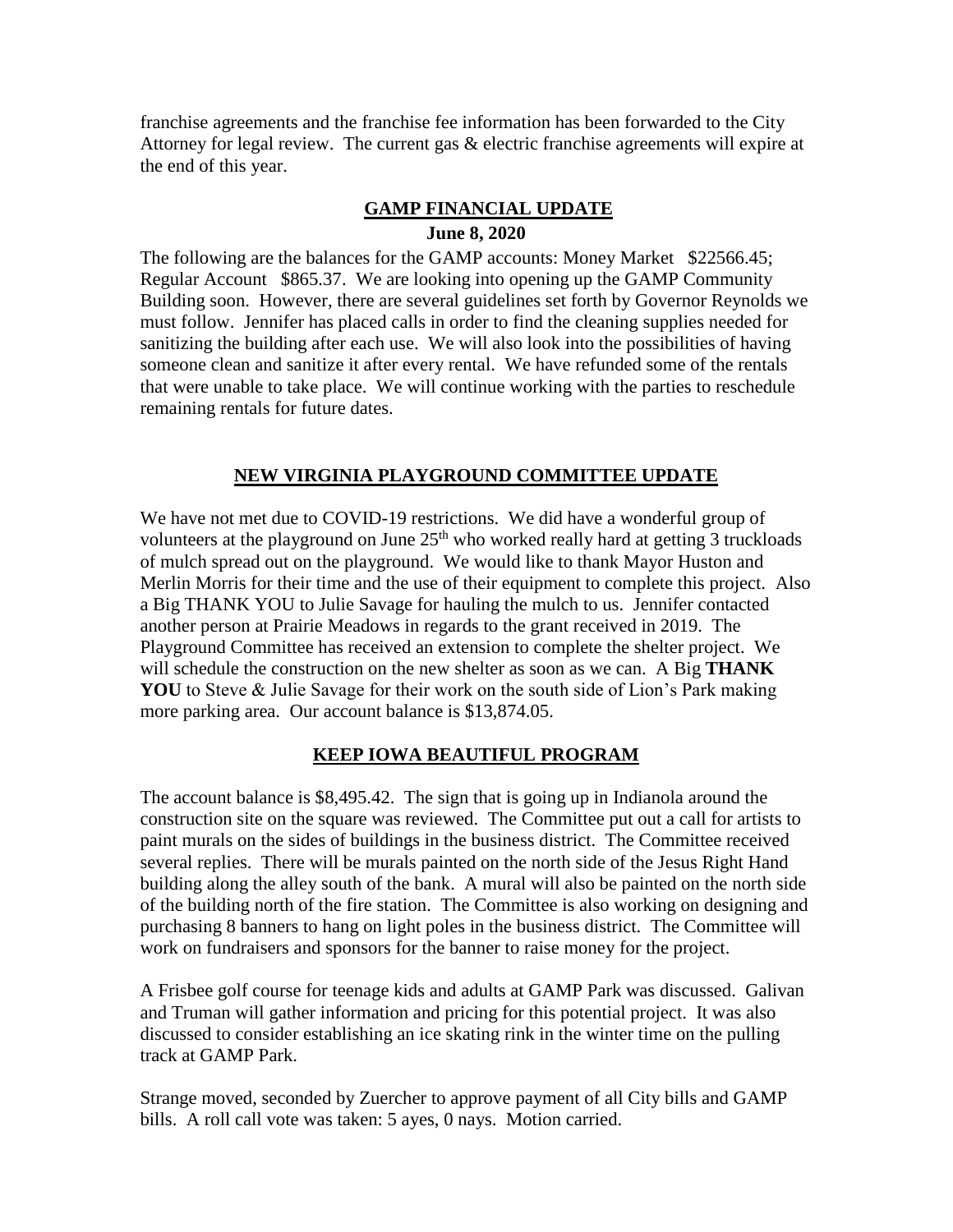franchise agreements and the franchise fee information has been forwarded to the City Attorney for legal review. The current gas & electric franchise agreements will expire at the end of this year.

## GAMP FINANCIAL UPDATE

**June 8, 2020**

The following are the balances for the GAMP accounts: Money Market $22566.45; Regular Account $865.37. We are looking into opening up the GAMP Community Building soon. However, there are several guidelines set forth by Governor Reynolds we must follow. Jennifer has placed calls in order to find the cleaning supplies needed for sanitizing the building after each use. We will also look into the possibilities of having someone clean and sanitize it after every rental. We have refunded some of the rentals that were unable to take place. We will continue working with the parties to reschedule remaining rentals for future dates.

## NEW VIRGINIA PLAYGROUND COMMITTEE UPDATE

We have not met due to COVID-19 restrictions. We did have a wonderful group of volunteers at the playground on June 25th who worked really hard at getting 3 truckloads of mulch spread out on the playground. We would like to thank Mayor Huston and Merlin Morris for their time and the use of their equipment to complete this project. Also a Big THANK YOU to Julie Savage for hauling the mulch to us. Jennifer contacted another person at Prairie Meadows in regards to the grant received in 2019. The Playground Committee has received an extension to complete the shelter project. We will schedule the construction on the new shelter as soon as we can. A Big **THANK YOU** to Steve & Julie Savage for their work on the south side of Lion's Park making more parking area. Our account balance is $13,874.05.

## KEEP IOWA BEAUTIFUL PROGRAM

The account balance is $8,495.42. The sign that is going up in Indianola around the construction site on the square was reviewed. The Committee put out a call for artists to paint murals on the sides of buildings in the business district. The Committee received several replies. There will be murals painted on the north side of the Jesus Right Hand building along the alley south of the bank. A mural will also be painted on the north side of the building north of the fire station. The Committee is also working on designing and purchasing 8 banners to hang on light poles in the business district. The Committee will work on fundraisers and sponsors for the banner to raise money for the project.

A Frisbee golf course for teenage kids and adults at GAMP Park was discussed. Galivan and Truman will gather information and pricing for this potential project. It was also discussed to consider establishing an ice skating rink in the winter time on the pulling track at GAMP Park.

Strange moved, seconded by Zuercher to approve payment of all City bills and GAMP bills. A roll call vote was taken: 5 ayes, 0 nays. Motion carried.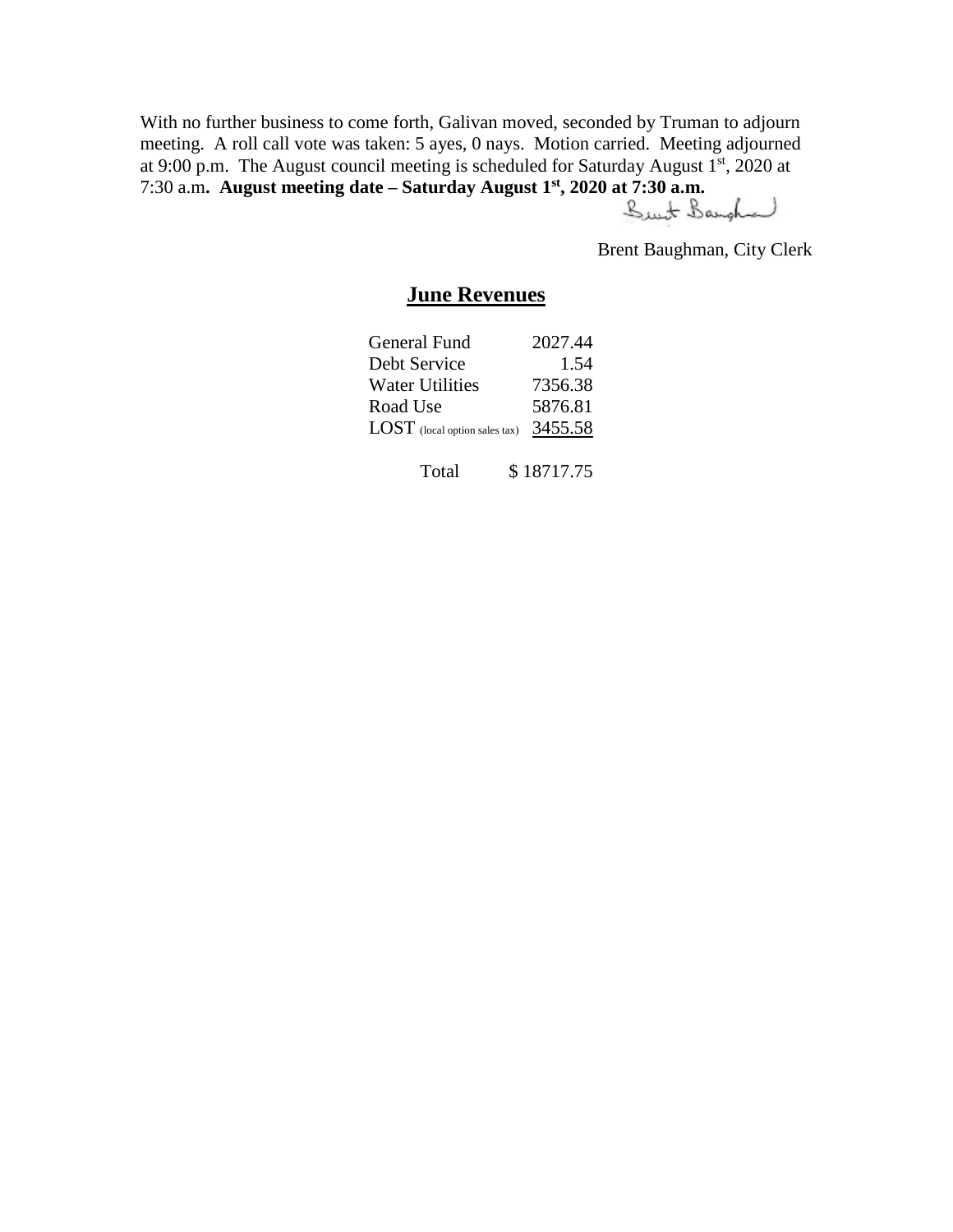With no further business to come forth, Galivan moved, seconded by Truman to adjourn meeting. A roll call vote was taken: 5 ayes, 0 nays. Motion carried. Meeting adjourned at 9:00 p.m. The August council meeting is scheduled for Saturday August 1st, 2020 at 7:30 a.m**. August meeting date – Saturday August 1st, 2020 at 7:30 a.m.**

Brent Baughman, City Clerk

## June Revenues

| | |
|---|---|
| General Fund | 2027.44 |
| Debt Service | 1.54 |
| Water Utilities | 7356.38 |
| Road Use | 5876.81 |
| LOST (local option sales tax) | 3455.58 |
| Total | $ 18717.75 |